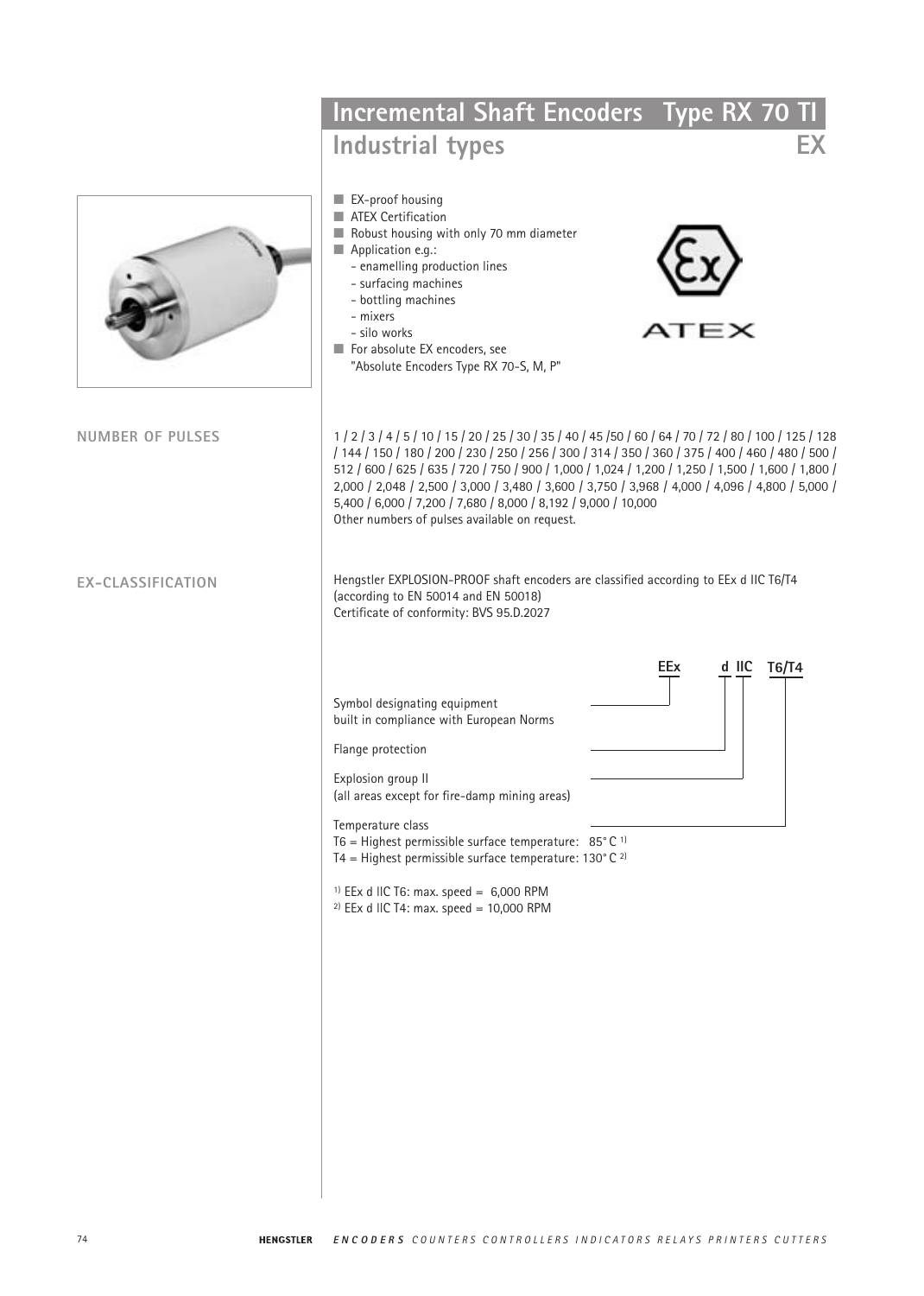# Incremental Shaft Encoders Type RX 70 TI

## Industrial types EX

- EX-proof housing
- ATEX Certification
- Robust housing with only 70 mm diameter
- Application e.g.:
  - enamelling production lines
  - surfacing machines
  - bottling machines
  - mixers
  - silo works
- For absolute EX encoders, see "Absolute Encoders Type RX 70-S, M, P"

### NUMBER OF PULSES

1 / 2 / 3 / 4 / 5 / 10 / 15 / 20 / 25 / 30 / 35 / 40 / 45 /50 / 60 / 64 / 70 / 72 / 80 / 100 / 125 / 128 / 144 / 150 / 180 / 200 / 230 / 250 / 256 / 300 / 314 / 350 / 360 / 375 / 400 / 460 / 480 / 500 / 512 / 600 / 625 / 635 / 720 / 750 / 900 / 1,000 / 1,024 / 1,200 / 1,250 / 1,500 / 1,600 / 1,800 / 2,000 / 2,048 / 2,500 / 3,000 / 3,480 / 3,600 / 3,750 / 3,968 / 4,000 / 4,096 / 4,800 / 5,000 / 5,400 / 6,000 / 7,200 / 7,680 / 8,000 / 8,192 / 9,000 / 10,000

Other numbers of pulses available on request.

### EX-CLASSIFICATION

Hengstler EXPLOSION-PROOF shaft encoders are classified according to EEx d IIC T6/T4 (according to EN 50014 and EN 50018)

Certificate of conformity: BVS 95.D.2027

**EEx d IIC T6/T4**

- **EEx**: Symbol designating equipment built in compliance with European Norms
- **d**: Flange protection
- **IIC**: Explosion group II (all areas except for fire-damp mining areas)
- **T6/T4**: Temperature class
  - T6 = Highest permissible surface temperature: 85° C [1]
  - T4 = Highest permissible surface temperature: 130° C [2]

[1] EEx d IIC T6: max. speed = 6,000 RPM

[2] EEx d IIC T4: max. speed = 10,000 RPM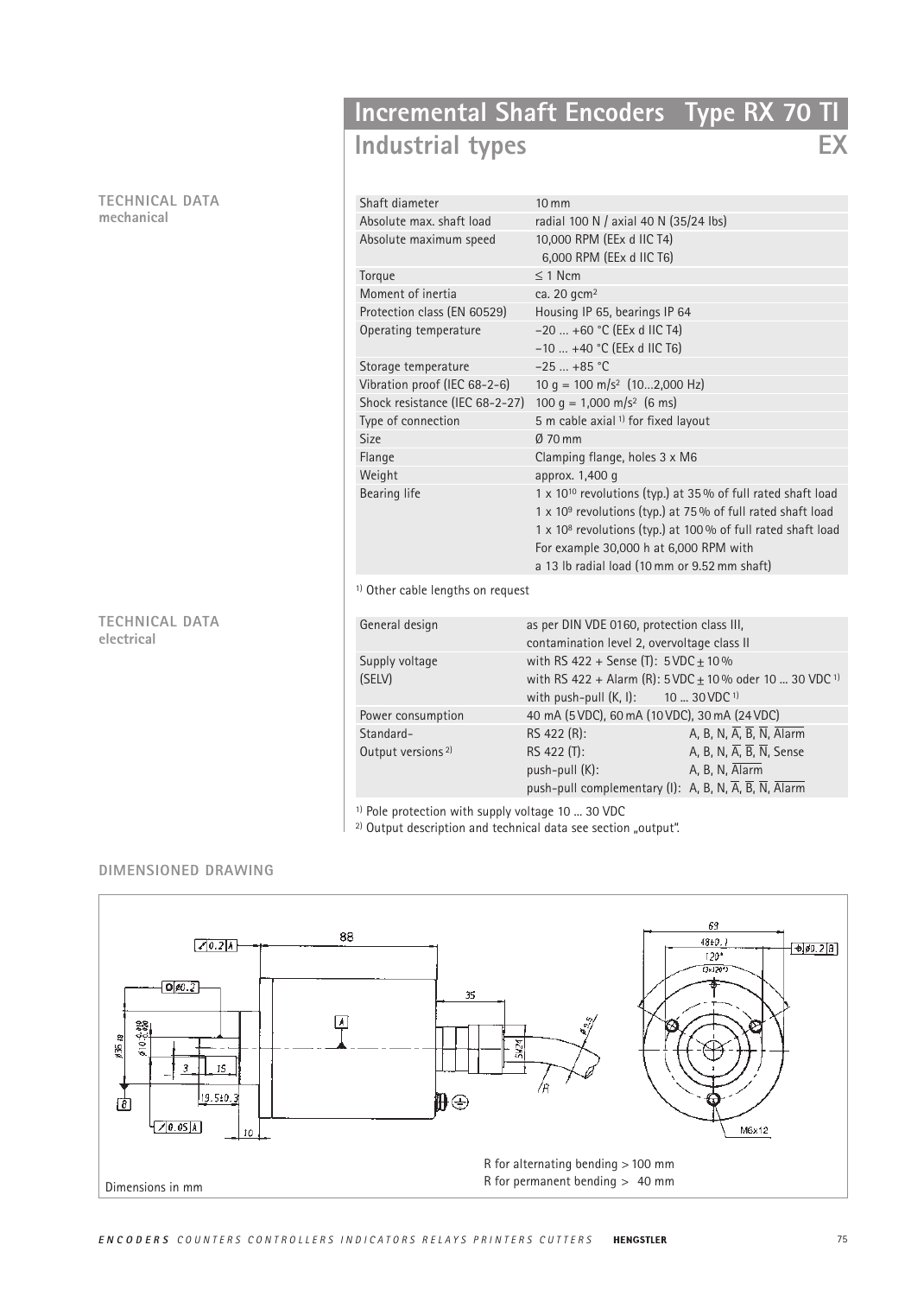# Incremental Shaft Encoders Type RX 70 TI

## Industrial types EX

### TECHNICAL DATA mechanical

| | |
|---|---|
| Shaft diameter | 10 mm |
| Absolute max. shaft load | radial 100 N / axial 40 N (35/24 lbs) |
| Absolute maximum speed | 10,000 RPM (EEx d IIC T4)<br>6,000 RPM (EEx d IIC T6) |
| Torque | ≤ 1 Ncm |
| Moment of inertia | ca. 20 gcm$^2$ |
| Protection class (EN 60529) | Housing IP 65, bearings IP 64 |
| Operating temperature | −20 ... +60 °C (EEx d IIC T4)<br>−10 ... +40 °C (EEx d IIC T6) |
| Storage temperature | −25 ... +85 °C |
| Vibration proof (IEC 68-2-6) | 10 g = 100 m/s$^2$ (10...2,000 Hz) |
| Shock resistance (IEC 68-2-27) | 100 g = 1,000 m/s$^2$ (6 ms) |
| Type of connection | 5 m cable axial [1] for fixed layout |
| Size | Ø 70 mm |
| Flange | Clamping flange, holes 3 x M6 |
| Weight | approx. 1,400 g |
| Bearing life | 1 x $10^{10}$ revolutions (typ.) at 35 % of full rated shaft load<br>1 x $10^9$ revolutions (typ.) at 75 % of full rated shaft load<br>1 x $10^8$ revolutions (typ.) at 100 % of full rated shaft load<br>For example 30,000 h at 6,000 RPM with<br>a 13 lb radial load (10 mm or 9.52 mm shaft) |

[1] Other cable lengths on request

### TECHNICAL DATA electrical

| | | |
|---|---|---|
| General design | as per DIN VDE 0160, protection class III,<br>contamination level 2, overvoltage class II | |
| Supply voltage (SELV) | with RS 422 + Sense (T): 5 VDC ± 10 %<br>with RS 422 + Alarm (R): 5 VDC ± 10 % oder 10 ... 30 VDC [1]<br>with push-pull (K, I): 10 ... 30 VDC [1] | |
| Power consumption | 40 mA (5 VDC), 60 mA (10 VDC), 30 mA (24 VDC) | |
| Standard-Output versions [2] | RS 422 (R): | A, B, N, $\overline{A}$, $\overline{B}$, $\overline{N}$, $\overline{Alarm}$ |
| | RS 422 (T): | A, B, N, $\overline{A}$, $\overline{B}$, $\overline{N}$, Sense |
| | push-pull (K): | A, B, N, $\overline{Alarm}$ |
| | push-pull complementary (I): | A, B, N, $\overline{A}$, $\overline{B}$, $\overline{N}$, $\overline{Alarm}$ |

[1] Pole protection with supply voltage 10 ... 30 VDC
[2] Output description and technical data see section „output".

### DIMENSIONED DRAWING

R for alternating bending > 100 mm
R for permanent bending > 40 mm

Dimensions in mm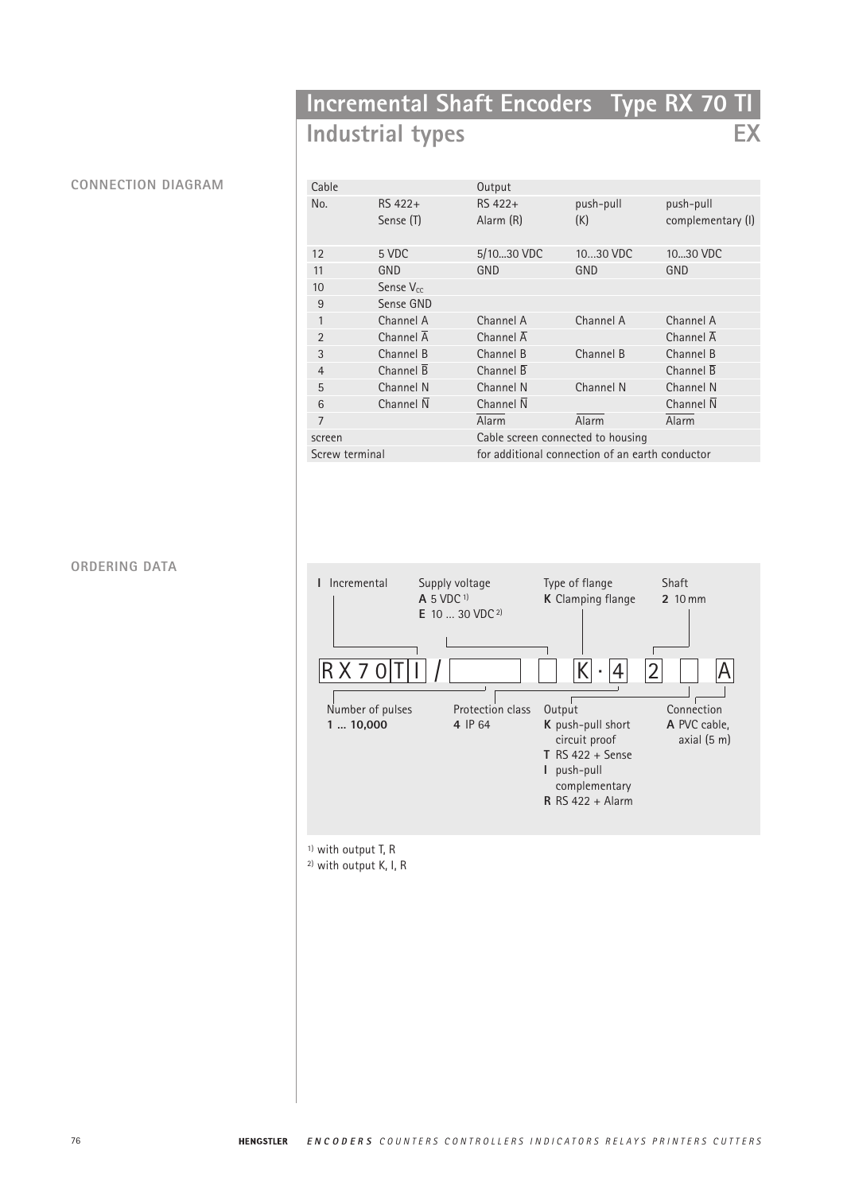# Incremental Shaft Encoders Type RX 70 TI

## Industrial types EX

### CONNECTION DIAGRAM

| Cable | | Output | | |
|---|---|---|---|---|
| No. | RS 422+ Sense (T) | RS 422+ Alarm (R) | push-pull (K) | push-pull complementary (I) |
| 12 | 5 VDC | 5/10...30 VDC | 10...30 VDC | 10...30 VDC |
| 11 | GND | GND | GND | GND |
| 10 | Sense $V_{CC}$ | | | |
| 9 | Sense GND | | | |
| 1 | Channel A | Channel A | Channel A | Channel A |
| 2 | Channel $\overline{A}$ | Channel $\overline{A}$ | | Channel $\overline{A}$ |
| 3 | Channel B | Channel B | Channel B | Channel B |
| 4 | Channel $\overline{B}$ | Channel $\overline{B}$ | | Channel $\overline{B}$ |
| 5 | Channel N | Channel N | Channel N | Channel N |
| 6 | Channel $\overline{N}$ | Channel $\overline{N}$ | | Channel $\overline{N}$ |
| 7 | | $\overline{\text{Alarm}}$ | $\overline{\text{Alarm}}$ | $\overline{\text{Alarm}}$ |
| screen | | Cable screen connected to housing | | |
| Screw terminal | | for additional connection of an earth conductor | | |

### ORDERING DATA

RX70TI / [ ] [ ] K · 4 2 [ ] A

- **I** Incremental
- Supply voltage: **A** 5 VDC [1]; **E** 10 ... 30 VDC [2]
- Type of flange: **K** Clamping flange
- Shaft: **2** 10 mm
- Number of pulses: **1 ... 10,000**
- Protection class: **4** IP 64
- Output:
  - **K** push-pull short circuit proof
  - **T** RS 422 + Sense
  - **I** push-pull complementary
  - **R** RS 422 + Alarm
- Connection: **A** PVC cable, axial (5 m)

[1] with output T, R
[2] with output K, I, R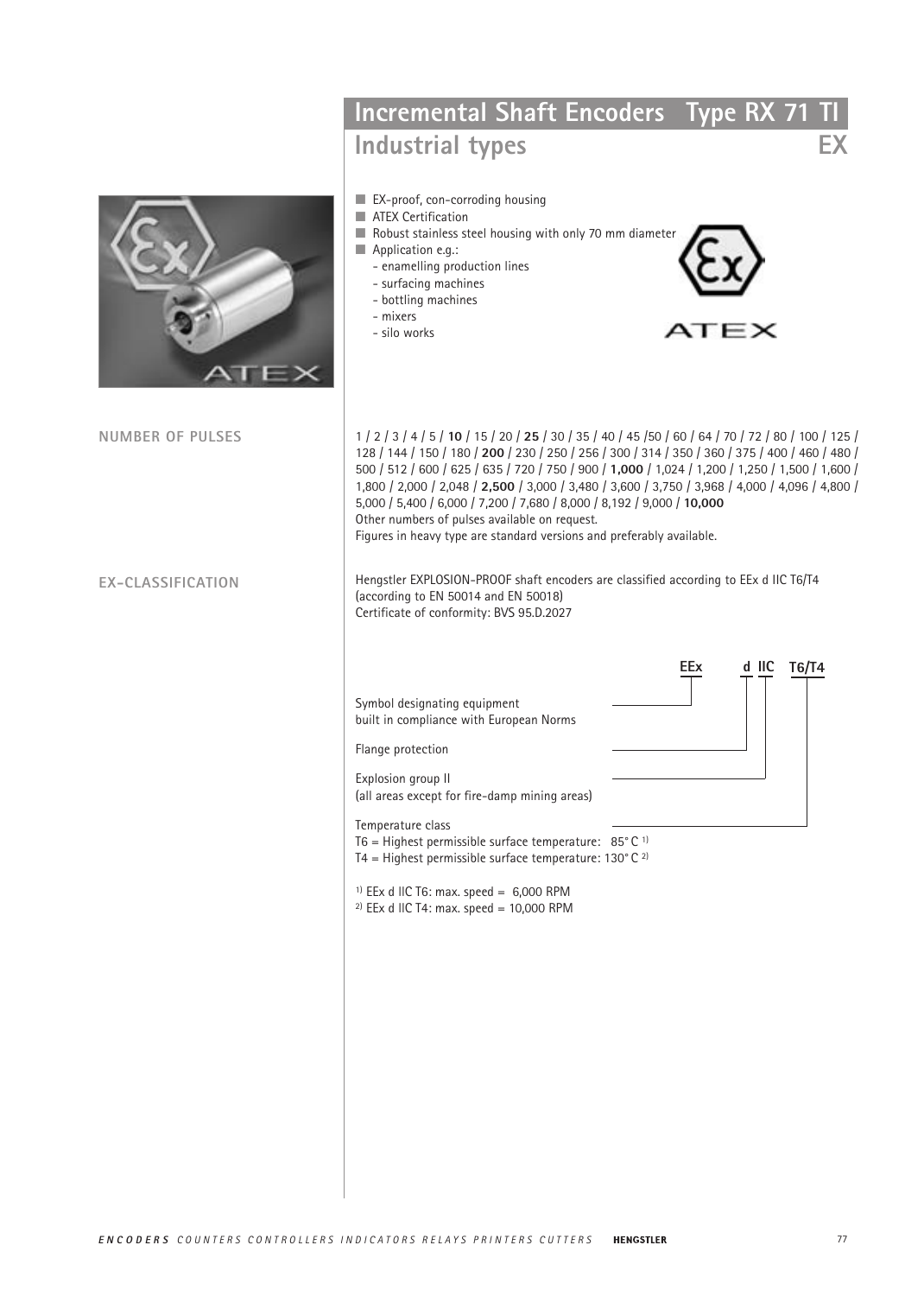# Incremental Shaft Encoders Type RX 71 TI

## Industrial types EX

- EX-proof, con-corroding housing
- ATEX Certification
- Robust stainless steel housing with only 70 mm diameter
- Application e.g.:
  - enamelling production lines
  - surfacing machines
  - bottling machines
  - mixers
  - silo works

ATEX

### NUMBER OF PULSES

1 / 2 / 3 / 4 / 5 / **10** / 15 / 20 / **25** / 30 / 35 / 40 / 45 /50 / 60 / 64 / 70 / 72 / 80 / 100 / 125 / 128 / 144 / 150 / 180 / **200** / 230 / 250 / 256 / 300 / 314 / 350 / 360 / 375 / 400 / 460 / 480 / 500 / 512 / 600 / 625 / 635 / 720 / 750 / 900 / **1,000** / 1,024 / 1,200 / 1,250 / 1,500 / 1,600 / 1,800 / 2,000 / 2,048 / **2,500** / 3,000 / 3,480 / 3,600 / 3,750 / 3,968 / 4,000 / 4,096 / 4,800 / 5,000 / 5,400 / 6,000 / 7,200 / 7,680 / 8,000 / 8,192 / 9,000 / **10,000**
Other numbers of pulses available on request.
Figures in heavy type are standard versions and preferably available.

### EX-CLASSIFICATION

Hengstler EXPLOSION-PROOF shaft encoders are classified according to EEx d IIC T6/T4 (according to EN 50014 and EN 50018)
Certificate of conformity: BVS 95.D.2027

**EEx d IIC T6/T4**

- EEx: Symbol designating equipment built in compliance with European Norms
- d: Flange protection
- IIC: Explosion group II (all areas except for fire-damp mining areas)
- T6/T4: Temperature class
  T6 = Highest permissible surface temperature: 85° C [1]
  T4 = Highest permissible surface temperature: 130° C [2]

[1] EEx d IIC T6: max. speed = 6,000 RPM
[2] EEx d IIC T4: max. speed = 10,000 RPM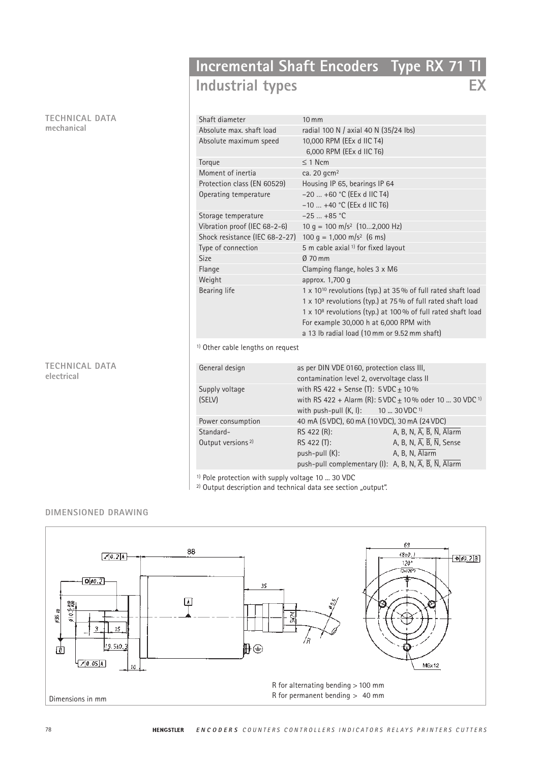# Incremental Shaft Encoders Type RX 71 TI

## Industrial types EX

### TECHNICAL DATA mechanical

| | |
|---|---|
| Shaft diameter | 10 mm |
| Absolute max. shaft load | radial 100 N / axial 40 N (35/24 lbs) |
| Absolute maximum speed | 10,000 RPM (EEx d IIC T4)<br>6,000 RPM (EEx d IIC T6) |
| Torque | ≤ 1 Ncm |
| Moment of inertia | ca. 20 gcm² |
| Protection class (EN 60529) | Housing IP 65, bearings IP 64 |
| Operating temperature | −20 ... +60 °C (EEx d IIC T4)<br>−10 ... +40 °C (EEx d IIC T6) |
| Storage temperature | −25 ... +85 °C |
| Vibration proof (IEC 68-2-6) | 10 g = 100 m/s² (10...2,000 Hz) |
| Shock resistance (IEC 68-2-27) | 100 g = 1,000 m/s² (6 ms) |
| Type of connection | 5 m cable axial [1] for fixed layout |
| Size | Ø 70 mm |
| Flange | Clamping flange, holes 3 x M6 |
| Weight | approx. 1,700 g |
| Bearing life | $1 \times 10^{10}$ revolutions (typ.) at 35 % of full rated shaft load<br>$1 \times 10^{9}$ revolutions (typ.) at 75 % of full rated shaft load<br>$1 \times 10^{8}$ revolutions (typ.) at 100 % of full rated shaft load<br>For example 30,000 h at 6,000 RPM with<br>a 13 lb radial load (10 mm or 9.52 mm shaft) |

[1] Other cable lengths on request

### TECHNICAL DATA electrical

| | | |
|---|---|---|
| General design | as per DIN VDE 0160, protection class III,<br>contamination level 2, overvoltage class II | |
| Supply voltage<br>(SELV) | with RS 422 + Sense (T): 5 VDC ± 10 %<br>with RS 422 + Alarm (R): 5 VDC ± 10 % oder 10 ... 30 VDC [1]<br>with push-pull (K, I): 10 ... 30 VDC [1] | |
| Power consumption | 40 mA (5 VDC), 60 mA (10 VDC), 30 mA (24 VDC) | |
| Standard-<br>Output versions [2] | RS 422 (R): | A, B, N, $\overline{A}$, $\overline{B}$, $\overline{N}$, $\overline{Alarm}$ |
| | RS 422 (T): | A, B, N, $\overline{A}$, $\overline{B}$, $\overline{N}$, Sense |
| | push-pull (K): | A, B, N, $\overline{Alarm}$ |
| | push-pull complementary (I): | A, B, N, $\overline{A}$, $\overline{B}$, $\overline{N}$, $\overline{Alarm}$ |

[1] Pole protection with supply voltage 10 ... 30 VDC

[2] Output description and technical data see section „output".

### DIMENSIONED DRAWING

R for alternating bending > 100 mm
R for permanent bending > 40 mm

Dimensions in mm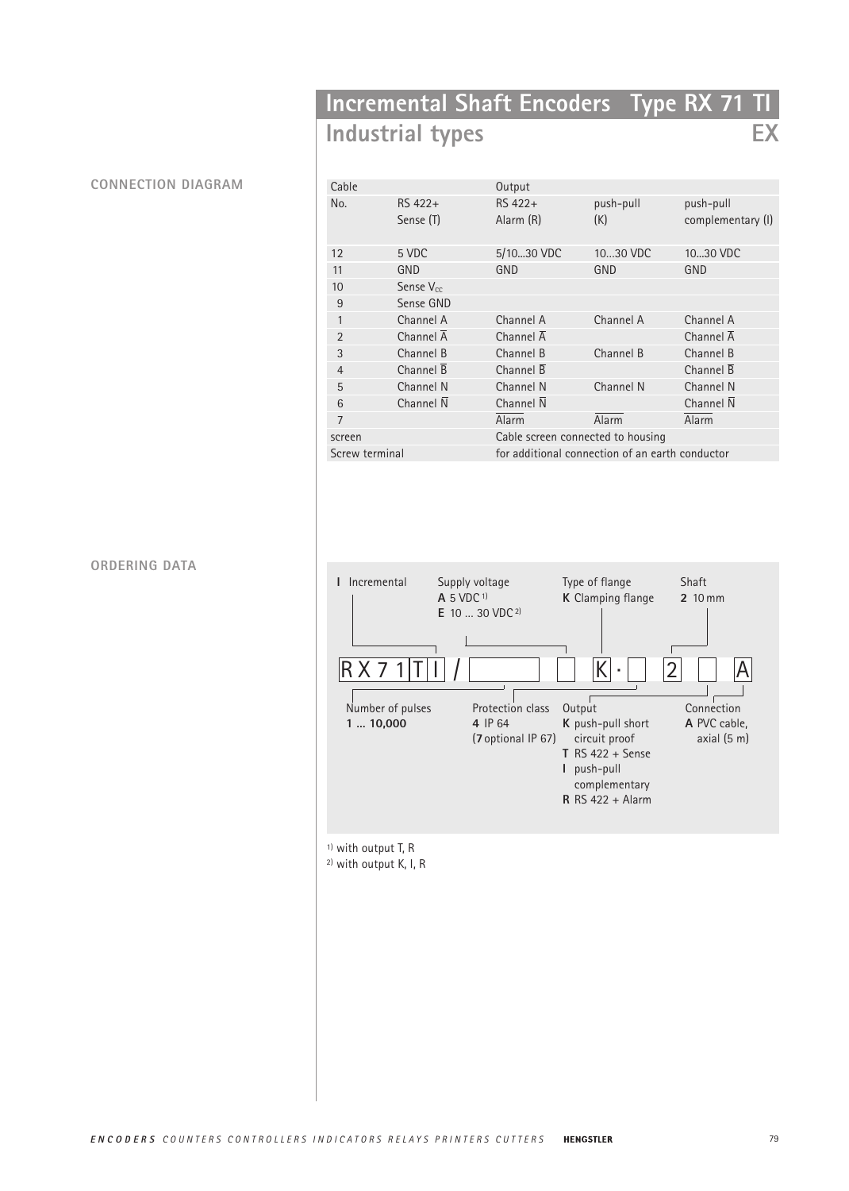# Incremental Shaft Encoders Type RX 71 TI

## Industrial types EX

### CONNECTION DIAGRAM

| Cable | | Output | | |
|---|---|---|---|---|
| No. | RS 422+ Sense (T) | RS 422+ Alarm (R) | push-pull (K) | push-pull complementary (I) |
| 12 | 5 VDC | 5/10...30 VDC | 10...30 VDC | 10...30 VDC |
| 11 | GND | GND | GND | GND |
| 10 | Sense $V_{cc}$ | | | |
| 9 | Sense GND | | | |
| 1 | Channel A | Channel A | Channel A | Channel A |
| 2 | Channel $\overline{A}$ | Channel $\overline{A}$ | | Channel $\overline{A}$ |
| 3 | Channel B | Channel B | Channel B | Channel B |
| 4 | Channel $\overline{B}$ | Channel $\overline{B}$ | | Channel $\overline{B}$ |
| 5 | Channel N | Channel N | Channel N | Channel N |
| 6 | Channel $\overline{N}$ | Channel $\overline{N}$ | | Channel $\overline{N}$ |
| 7 | | $\overline{\text{Alarm}}$ | $\overline{\text{Alarm}}$ | $\overline{\text{Alarm}}$ |
| screen | | Cable screen connected to housing | | |
| Screw terminal | | for additional connection of an earth conductor | | |

### ORDERING DATA

RX 71 T I / [ ] [ ] K · [ ] 2 [ ] A

**I** Incremental

Supply voltage
**A** 5 VDC [1]
**E** 10 ... 30 VDC [2]

Type of flange
**K** Clamping flange

Shaft
**2** 10 mm

Number of pulses
**1 ... 10,000**

Protection class
**4** IP 64
(**7** optional IP 67)

Output
**K** push-pull short circuit proof
**T** RS 422 + Sense
**I** push-pull complementary
**R** RS 422 + Alarm

Connection
**A** PVC cable, axial (5 m)

[1] with output T, R
[2] with output K, I, R